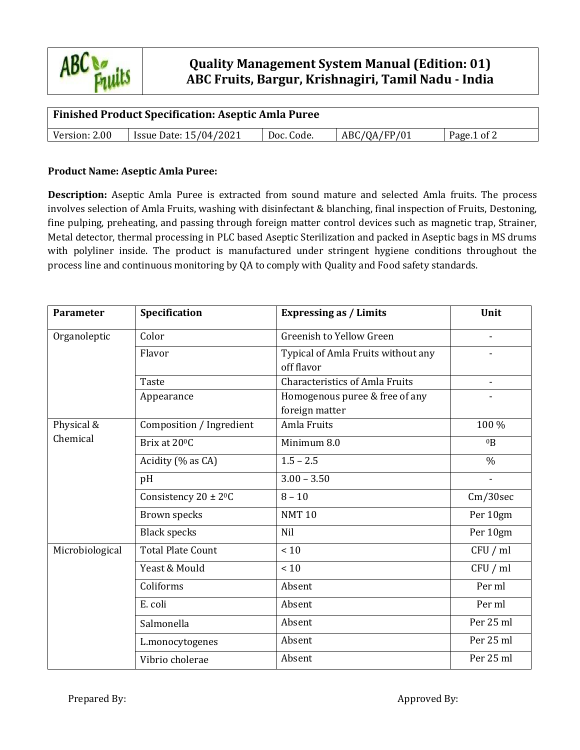# Quality Management System Manual (Edition: 01)
## ABC Fruits, Bargur, Krishnagiri, Tamil Nadu - India

| Finished Product Specification: Aseptic Amla Puree | | | | |
|---|---|---|---|---|
| Version: 2.00 | Issue Date: 15/04/2021 | Doc. Code. | ABC/QA/FP/01 | Page.1 of 2 |

**Product Name: Aseptic Amla Puree:**

**Description:** Aseptic Amla Puree is extracted from sound mature and selected Amla fruits. The process involves selection of Amla Fruits, washing with disinfectant & blanching, final inspection of Fruits, Destoning, fine pulping, preheating, and passing through foreign matter control devices such as magnetic trap, Strainer, Metal detector, thermal processing in PLC based Aseptic Sterilization and packed in Aseptic bags in MS drums with polyliner inside. The product is manufactured under stringent hygiene conditions throughout the process line and continuous monitoring by QA to comply with Quality and Food safety standards.

| Parameter | Specification | Expressing as / Limits | Unit |
|---|---|---|---|
| Organoleptic | Color | Greenish to Yellow Green | - |
| | Flavor | Typical of Amla Fruits without any off flavor | - |
| | Taste | Characteristics of Amla Fruits | - |
| | Appearance | Homogenous puree & free of any foreign matter | - |
| Physical & Chemical | Composition / Ingredient | Amla Fruits | 100 % |
| | Brix at 20$^0$C | Minimum 8.0 | $^0$B |
| | Acidity (% as CA) | 1.5 – 2.5 | % |
| | pH | 3.00 – 3.50 | - |
| | Consistency 20 ± 2$^0$C | 8 – 10 | Cm/30sec |
| | Brown specks | NMT 10 | Per 10gm |
| | Black specks | Nil | Per 10gm |
| Microbiological | Total Plate Count | < 10 | CFU / ml |
| | Yeast & Mould | < 10 | CFU / ml |
| | Coliforms | Absent | Per ml |
| | E. coli | Absent | Per ml |
| | Salmonella | Absent | Per 25 ml |
| | L.monocytogenes | Absent | Per 25 ml |
| | Vibrio cholerae | Absent | Per 25 ml |

Prepared By: Approved By: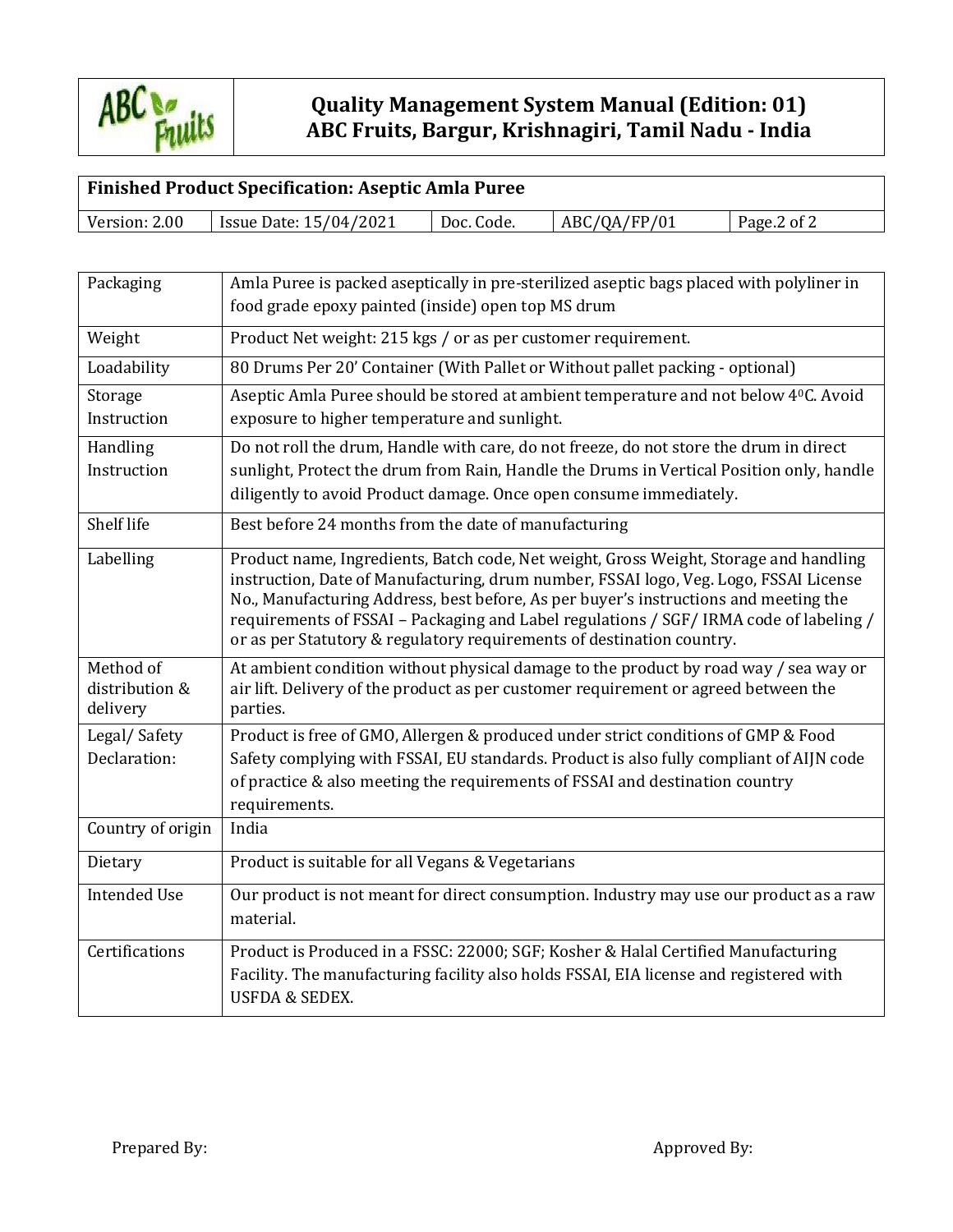# Quality Management System Manual (Edition: 01)
# ABC Fruits, Bargur, Krishnagiri, Tamil Nadu - India

| Finished Product Specification: Aseptic Amla Puree | | | | |
|---|---|---|---|---|
| Version: 2.00 | Issue Date: 15/04/2021 | Doc. Code. | ABC/QA/FP/01 | Page.2 of 2 |

| | |
|---|---|
| Packaging | Amla Puree is packed aseptically in pre-sterilized aseptic bags placed with polyliner in food grade epoxy painted (inside) open top MS drum |
| Weight | Product Net weight: 215 kgs / or as per customer requirement. |
| Loadability | 80 Drums Per 20' Container (With Pallet or Without pallet packing - optional) |
| Storage Instruction | Aseptic Amla Puree should be stored at ambient temperature and not below $4^0$C. Avoid exposure to higher temperature and sunlight. |
| Handling Instruction | Do not roll the drum, Handle with care, do not freeze, do not store the drum in direct sunlight, Protect the drum from Rain, Handle the Drums in Vertical Position only, handle diligently to avoid Product damage. Once open consume immediately. |
| Shelf life | Best before 24 months from the date of manufacturing |
| Labelling | Product name, Ingredients, Batch code, Net weight, Gross Weight, Storage and handling instruction, Date of Manufacturing, drum number, FSSAI logo, Veg. Logo, FSSAI License No., Manufacturing Address, best before, As per buyer's instructions and meeting the requirements of FSSAI – Packaging and Label regulations / SGF/ IRMA code of labeling / or as per Statutory & regulatory requirements of destination country. |
| Method of distribution & delivery | At ambient condition without physical damage to the product by road way / sea way or air lift. Delivery of the product as per customer requirement or agreed between the parties. |
| Legal/ Safety Declaration: | Product is free of GMO, Allergen & produced under strict conditions of GMP & Food Safety complying with FSSAI, EU standards. Product is also fully compliant of AIJN code of practice & also meeting the requirements of FSSAI and destination country requirements. |
| Country of origin | India |
| Dietary | Product is suitable for all Vegans & Vegetarians |
| Intended Use | Our product is not meant for direct consumption. Industry may use our product as a raw material. |
| Certifications | Product is Produced in a FSSC: 22000; SGF; Kosher & Halal Certified Manufacturing Facility. The manufacturing facility also holds FSSAI, EIA license and registered with USFDA & SEDEX. |

Prepared By: Approved By: